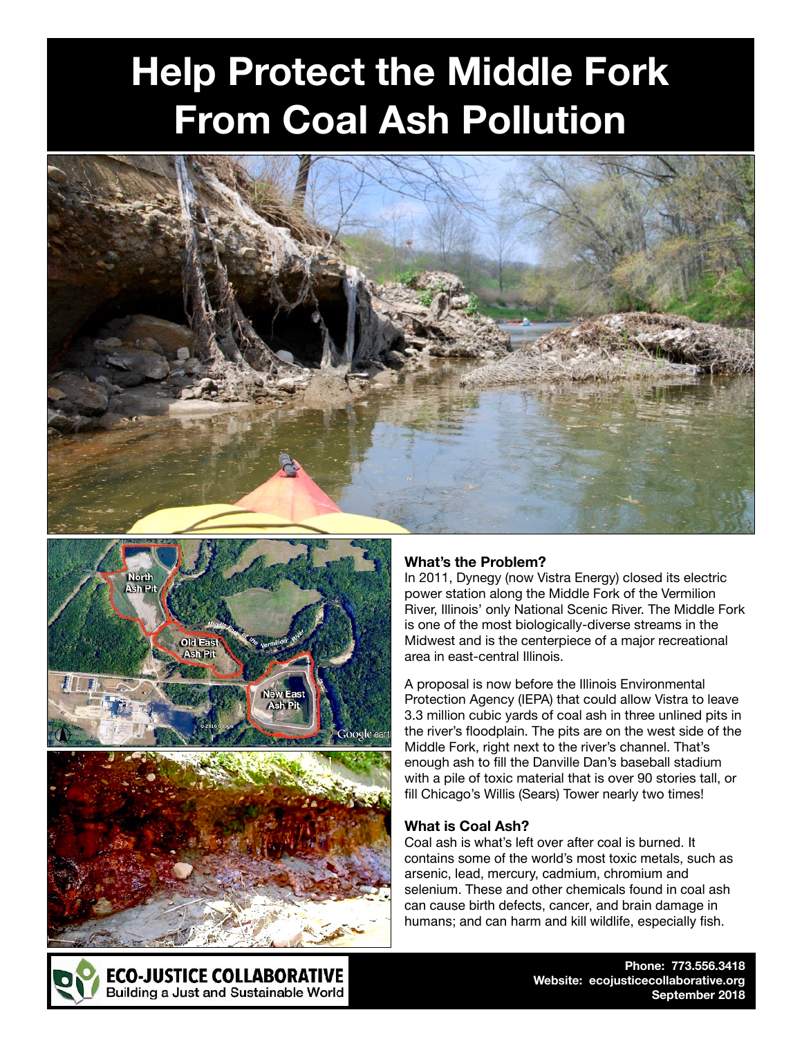# Help Protect the Middle Fork From Coal Ash Pollution

### What's the Problem?

In 2011, Dynegy (now Vistra Energy) closed its electric power station along the Middle Fork of the Vermilion River, Illinois' only National Scenic River. The Middle Fork is one of the most biologically-diverse streams in the Midwest and is the centerpiece of a major recreational area in east-central Illinois.

A proposal is now before the Illinois Environmental Protection Agency (IEPA) that could allow Vistra to leave 3.3 million cubic yards of coal ash in three unlined pits in the river's floodplain. The pits are on the west side of the Middle Fork, right next to the river's channel. That's enough ash to fill the Danville Dan's baseball stadium with a pile of toxic material that is over 90 stories tall, or fill Chicago's Willis (Sears) Tower nearly two times!

### What is Coal Ash?

Coal ash is what's left over after coal is burned. It contains some of the world's most toxic metals, such as arsenic, lead, mercury, cadmium, chromium and selenium. These and other chemicals found in coal ash can cause birth defects, cancer, and brain damage in humans; and can harm and kill wildlife, especially fish.

**ECO-JUSTICE COLLABORATIVE**
Building a Just and Sustainable World

**Phone: 773.556.3418**
**Website: ecojusticecollaborative.org**
**September 2018**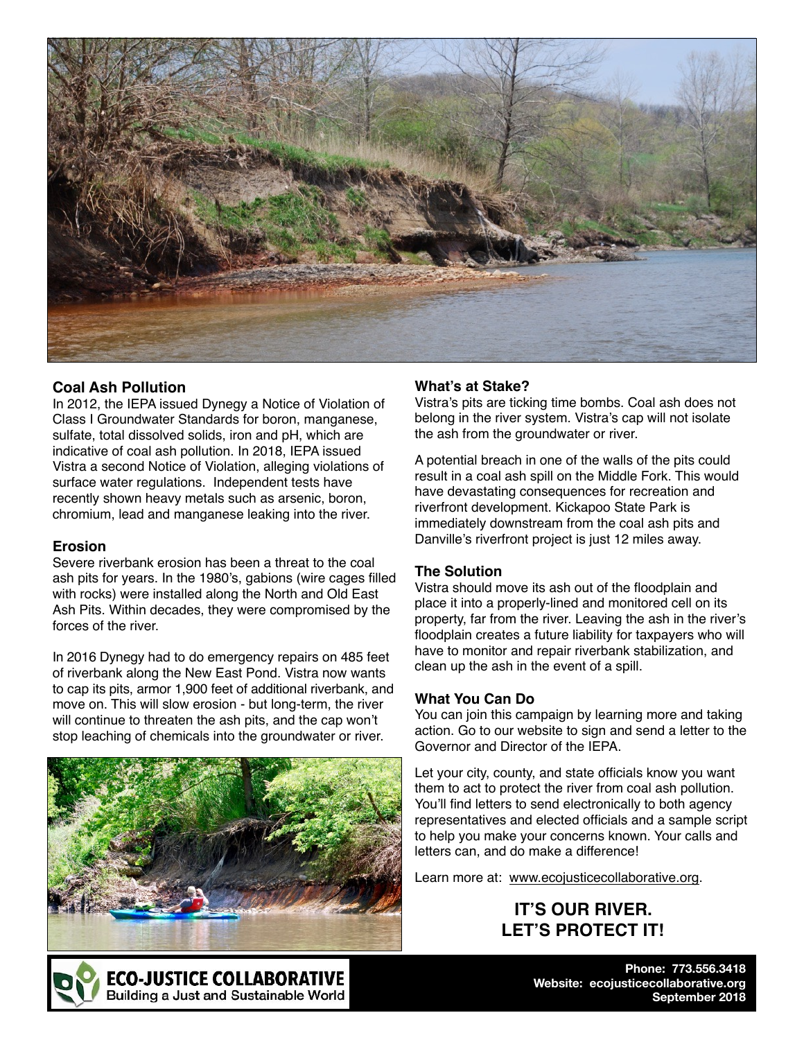### Coal Ash Pollution

In 2012, the IEPA issued Dynegy a Notice of Violation of Class I Groundwater Standards for boron, manganese, sulfate, total dissolved solids, iron and pH, which are indicative of coal ash pollution. In 2018, IEPA issued Vistra a second Notice of Violation, alleging violations of surface water regulations. Independent tests have recently shown heavy metals such as arsenic, boron, chromium, lead and manganese leaking into the river.

### Erosion

Severe riverbank erosion has been a threat to the coal ash pits for years. In the 1980's, gabions (wire cages filled with rocks) were installed along the North and Old East Ash Pits. Within decades, they were compromised by the forces of the river.

In 2016 Dynegy had to do emergency repairs on 485 feet of riverbank along the New East Pond. Vistra now wants to cap its pits, armor 1,900 feet of additional riverbank, and move on. This will slow erosion - but long-term, the river will continue to threaten the ash pits, and the cap won't stop leaching of chemicals into the groundwater or river.

### What's at Stake?

Vistra's pits are ticking time bombs. Coal ash does not belong in the river system. Vistra's cap will not isolate the ash from the groundwater or river.

A potential breach in one of the walls of the pits could result in a coal ash spill on the Middle Fork. This would have devastating consequences for recreation and riverfront development. Kickapoo State Park is immediately downstream from the coal ash pits and Danville's riverfront project is just 12 miles away.

### The Solution

Vistra should move its ash out of the floodplain and place it into a properly-lined and monitored cell on its property, far from the river. Leaving the ash in the river's floodplain creates a future liability for taxpayers who will have to monitor and repair riverbank stabilization, and clean up the ash in the event of a spill.

### What You Can Do

You can join this campaign by learning more and taking action. Go to our website to sign and send a letter to the Governor and Director of the IEPA.

Let your city, county, and state officials know you want them to act to protect the river from coal ash pollution. You'll find letters to send electronically to both agency representatives and elected officials and a sample script to help you make your concerns known. Your calls and letters can, and do make a difference!

Learn more at: www.ecojusticecollaborative.org.

**IT'S OUR RIVER.**
**LET'S PROTECT IT!**

**ECO-JUSTICE COLLABORATIVE**
Building a Just and Sustainable World

**Phone: 773.556.3418**
**Website: ecojusticecollaborative.org**
**September 2018**